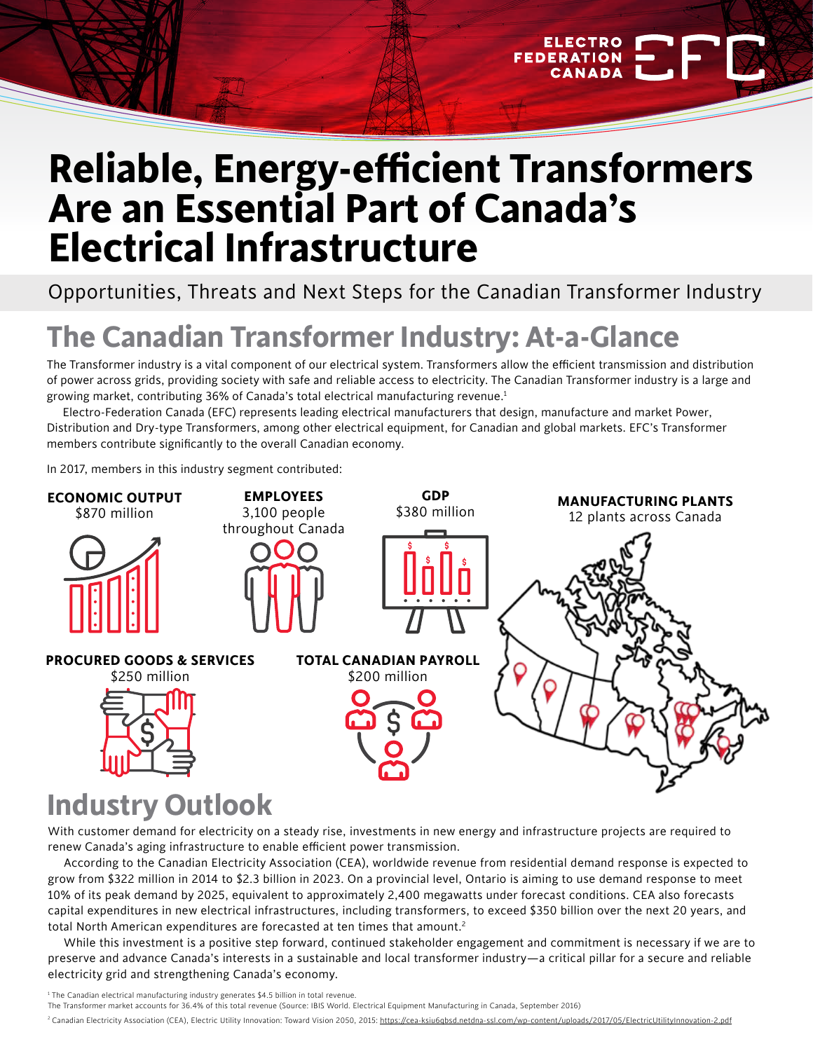ELECTRO FEDERATION CANADA

# Reliable, Energy-efficient Transformers Are an Essential Part of Canada's Electrical Infrastructure

Opportunities, Threats and Next Steps for the Canadian Transformer Industry

## The Canadian Transformer Industry: At-a-Glance

The Transformer industry is a vital component of our electrical system. Transformers allow the efficient transmission and distribution of power across grids, providing society with safe and reliable access to electricity. The Canadian Transformer industry is a large and growing market, contributing 36% of Canada's total electrical manufacturing revenue.[1]

Electro-Federation Canada (EFC) represents leading electrical manufacturers that design, manufacture and market Power, Distribution and Dry-type Transformers, among other electrical equipment, for Canadian and global markets. EFC's Transformer members contribute significantly to the overall Canadian economy.

In 2017, members in this industry segment contributed:

**ECONOMIC OUTPUT**
$870 million

**EMPLOYEES**
3,100 people throughout Canada

**GDP**
$380 million

**MANUFACTURING PLANTS**
12 plants across Canada

**PROCURED GOODS & SERVICES**
$250 million

**TOTAL CANADIAN PAYROLL**
$200 million

## Industry Outlook

With customer demand for electricity on a steady rise, investments in new energy and infrastructure projects are required to renew Canada's aging infrastructure to enable efficient power transmission.

According to the Canadian Electricity Association (CEA), worldwide revenue from residential demand response is expected to grow from $322 million in 2014 to $2.3 billion in 2023. On a provincial level, Ontario is aiming to use demand response to meet 10% of its peak demand by 2025, equivalent to approximately 2,400 megawatts under forecast conditions. CEA also forecasts capital expenditures in new electrical infrastructures, including transformers, to exceed $350 billion over the next 20 years, and total North American expenditures are forecasted at ten times that amount.[2]

While this investment is a positive step forward, continued stakeholder engagement and commitment is necessary if we are to preserve and advance Canada's interests in a sustainable and local transformer industry—a critical pillar for a secure and reliable electricity grid and strengthening Canada's economy.

[1] The Canadian electrical manufacturing industry generates $4.5 billion in total revenue.
The Transformer market accounts for 36.4% of this total revenue (Source: IBIS World. Electrical Equipment Manufacturing in Canada, September 2016)

[2] Canadian Electricity Association (CEA), Electric Utility Innovation: Toward Vision 2050, 2015: https://cea-ksiu6qbsd.netdna-ssl.com/wp-content/uploads/2017/05/ElectricUtilityInnovation-2.pdf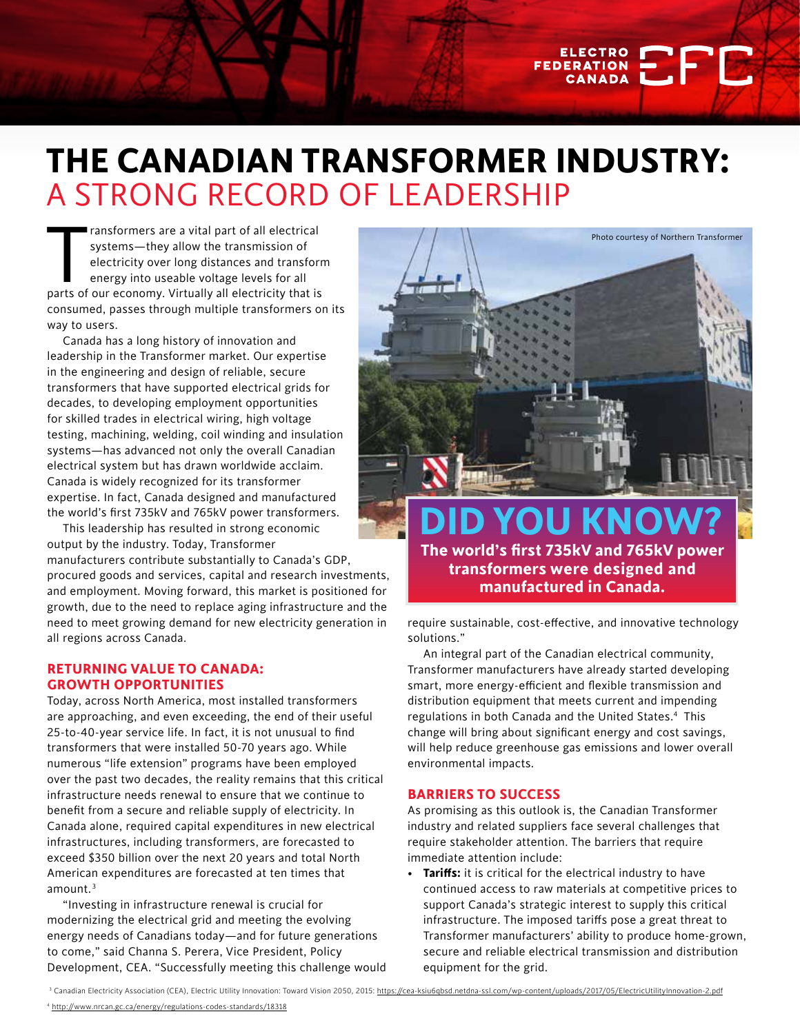// # THE CANADIAN TRANSFORMER INDUSTRY: A STRONG RECORD OF LEADERSHIP

Transformers are a vital part of all electrical systems—they allow the transmission of electricity over long distances and transform energy into useable voltage levels for all parts of our economy. Virtually all electricity that is consumed, passes through multiple transformers on its way to users.

Canada has a long history of innovation and leadership in the Transformer market. Our expertise in the engineering and design of reliable, secure transformers that have supported electrical grids for decades, to developing employment opportunities for skilled trades in electrical wiring, high voltage testing, machining, welding, coil winding and insulation systems—has advanced not only the overall Canadian electrical system but has drawn worldwide acclaim. Canada is widely recognized for its transformer expertise. In fact, Canada designed and manufactured the world's first 735kV and 765kV power transformers.

This leadership has resulted in strong economic output by the industry. Today, Transformer manufacturers contribute substantially to Canada's GDP, procured goods and services, capital and research investments, and employment. Moving forward, this market is positioned for growth, due to the need to replace aging infrastructure and the need to meet growing demand for new electricity generation in all regions across Canada.

Photo courtesy of Northern Transformer

**DID YOU KNOW?**

**The world's first 735kV and 765kV power transformers were designed and manufactured in Canada.**

## RETURNING VALUE TO CANADA: GROWTH OPPORTUNITIES

Today, across North America, most installed transformers are approaching, and even exceeding, the end of their useful 25-to-40-year service life. In fact, it is not unusual to find transformers that were installed 50-70 years ago. While numerous "life extension" programs have been employed over the past two decades, the reality remains that this critical infrastructure needs renewal to ensure that we continue to benefit from a secure and reliable supply of electricity. In Canada alone, required capital expenditures in new electrical infrastructures, including transformers, are forecasted to exceed $350 billion over the next 20 years and total North American expenditures are forecasted at ten times that amount.[3]

"Investing in infrastructure renewal is crucial for modernizing the electrical grid and meeting the evolving energy needs of Canadians today—and for future generations to come," said Channa S. Perera, Vice President, Policy Development, CEA. "Successfully meeting this challenge would require sustainable, cost-effective, and innovative technology solutions."

An integral part of the Canadian electrical community, Transformer manufacturers have already started developing smart, more energy-efficient and flexible transmission and distribution equipment that meets current and impending regulations in both Canada and the United States.[4] This change will bring about significant energy and cost savings, will help reduce greenhouse gas emissions and lower overall environmental impacts.

## BARRIERS TO SUCCESS

As promising as this outlook is, the Canadian Transformer industry and related suppliers face several challenges that require stakeholder attention. The barriers that require immediate attention include:

- **Tariffs:** it is critical for the electrical industry to have continued access to raw materials at competitive prices to support Canada's strategic interest to supply this critical infrastructure. The imposed tariffs pose a great threat to Transformer manufacturers' ability to produce home-grown, secure and reliable electrical transmission and distribution equipment for the grid.

[3] Canadian Electricity Association (CEA), Electric Utility Innovation: Toward Vision 2050, 2015: https://cea-ksiu6qbsd.netdna-ssl.com/wp-content/uploads/2017/05/ElectricUtilityInnovation-2.pdf

[4] http://www.nrcan.gc.ca/energy/regulations-codes-standards/18318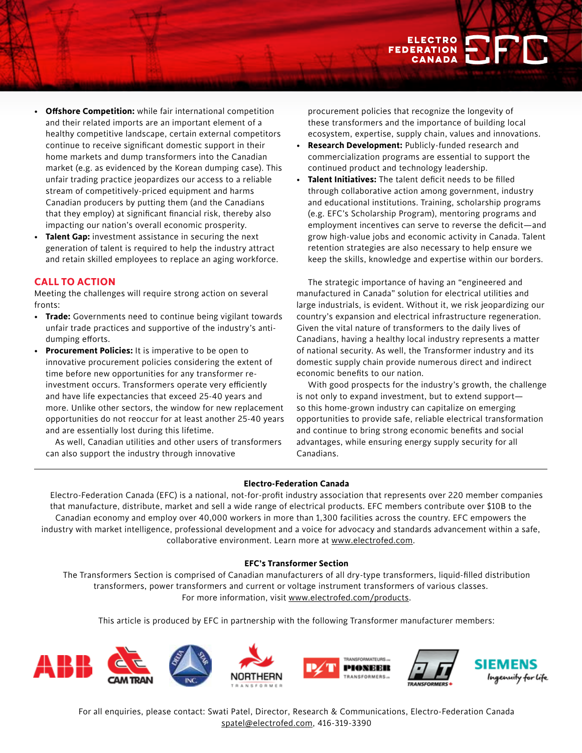- **Offshore Competition:** while fair international competition and their related imports are an important element of a healthy competitive landscape, certain external competitors continue to receive significant domestic support in their home markets and dump transformers into the Canadian market (e.g. as evidenced by the Korean dumping case). This unfair trading practice jeopardizes our access to a reliable stream of competitively-priced equipment and harms Canadian producers by putting them (and the Canadians that they employ) at significant financial risk, thereby also impacting our nation's overall economic prosperity.
- **Talent Gap:** investment assistance in securing the next generation of talent is required to help the industry attract and retain skilled employees to replace an aging workforce.

## CALL TO ACTION

Meeting the challenges will require strong action on several fronts:

- **Trade:** Governments need to continue being vigilant towards unfair trade practices and supportive of the industry's anti-dumping efforts.
- **Procurement Policies:** It is imperative to be open to innovative procurement policies considering the extent of time before new opportunities for any transformer re-investment occurs. Transformers operate very efficiently and have life expectancies that exceed 25-40 years and more. Unlike other sectors, the window for new replacement opportunities do not reoccur for at least another 25-40 years and are essentially lost during this lifetime.

  As well, Canadian utilities and other users of transformers can also support the industry through innovative procurement policies that recognize the longevity of these transformers and the importance of building local ecosystem, expertise, supply chain, values and innovations.
- **Research Development:** Publicly-funded research and commercialization programs are essential to support the continued product and technology leadership.
- **Talent Initiatives:** The talent deficit needs to be filled through collaborative action among government, industry and educational institutions. Training, scholarship programs (e.g. EFC's Scholarship Program), mentoring programs and employment incentives can serve to reverse the deficit—and grow high-value jobs and economic activity in Canada. Talent retention strategies are also necessary to help ensure we keep the skills, knowledge and expertise within our borders.

The strategic importance of having an "engineered and manufactured in Canada" solution for electrical utilities and large industrials, is evident. Without it, we risk jeopardizing our country's expansion and electrical infrastructure regeneration. Given the vital nature of transformers to the daily lives of Canadians, having a healthy local industry represents a matter of national security. As well, the Transformer industry and its domestic supply chain provide numerous direct and indirect economic benefits to our nation.

With good prospects for the industry's growth, the challenge is not only to expand investment, but to extend support—so this home-grown industry can capitalize on emerging opportunities to provide safe, reliable electrical transformation and continue to bring strong economic benefits and social advantages, while ensuring energy supply security for all Canadians.

---

**Electro-Federation Canada**

Electro-Federation Canada (EFC) is a national, not-for-profit industry association that represents over 220 member companies that manufacture, distribute, market and sell a wide range of electrical products. EFC members contribute over $10B to the Canadian economy and employ over 40,000 workers in more than 1,300 facilities across the country. EFC empowers the industry with market intelligence, professional development and a voice for advocacy and standards advancement within a safe, collaborative environment. Learn more at www.electrofed.com.

**EFC's Transformer Section**

The Transformers Section is comprised of Canadian manufacturers of all dry-type transformers, liquid-filled distribution transformers, power transformers and current or voltage instrument transformers of various classes. For more information, visit www.electrofed.com/products.

This article is produced by EFC in partnership with the following Transformer manufacturer members:

For all enquiries, please contact: Swati Patel, Director, Research & Communications, Electro-Federation Canada spatel@electrofed.com, 416-319-3390